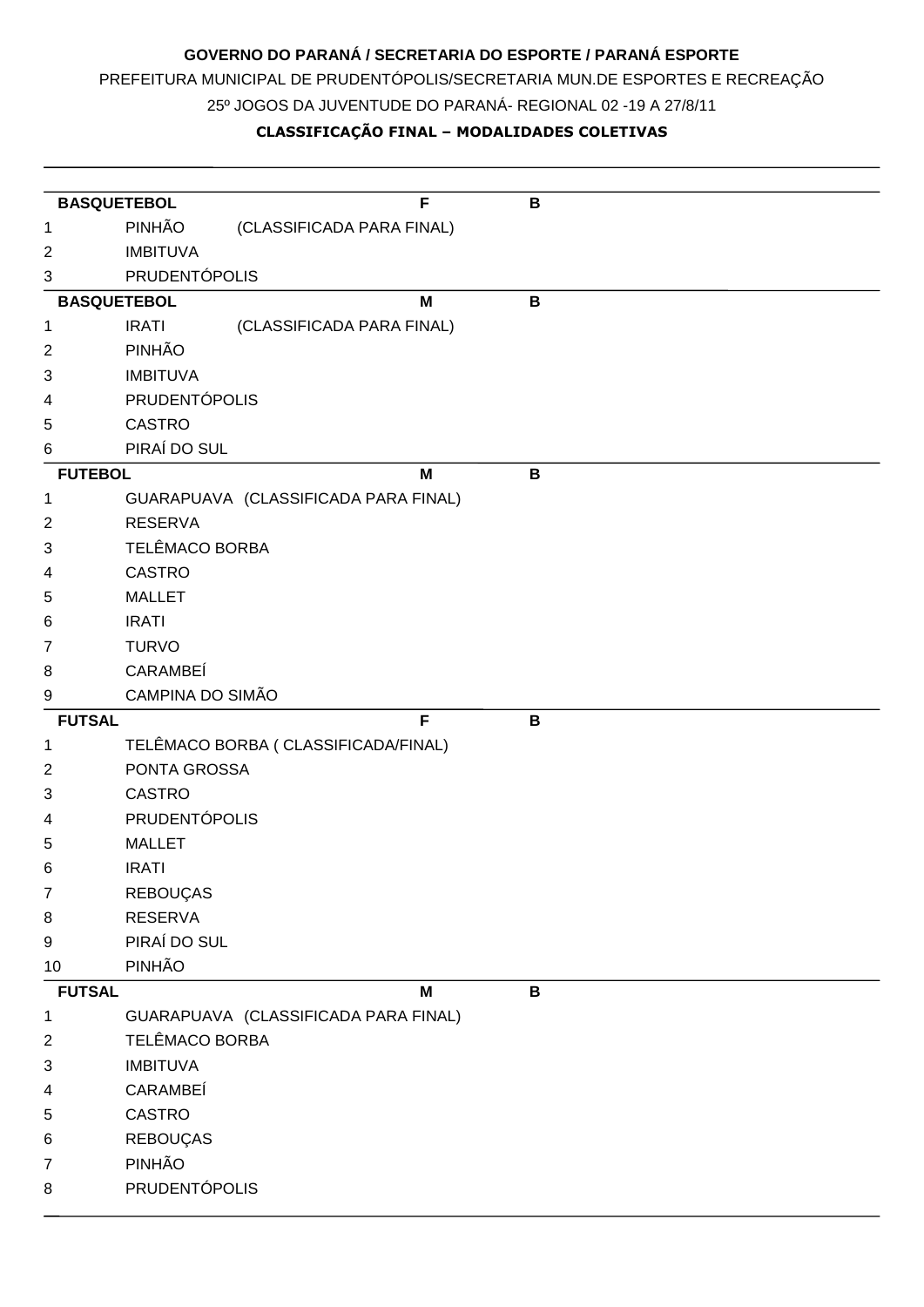**GOVERNO DO PARANÁ / SECRETARIA DO ESPORTE / PARANÁ ESPORTE**

PREFEITURA MUNICIPAL DE PRUDENTÓPOLIS/SECRETARIA MUN.DE ESPORTES E RECREAÇÃO

25º JOGOS DA JUVENTUDE DO PARANÁ- REGIONAL 02 -19 A 27/8/11

**CLASSIFICAÇÃO FINAL – MODALIDADES COLETIVAS**

| **BASQUETEBOL** | | **F** | **B** |
|---|---|---|---|
| 1 | PINHÃO (CLASSIFICADA PARA FINAL) | | |
| 2 | IMBITUVA | | |
| 3 | PRUDENTÓPOLIS | | |
| **BASQUETEBOL** | | **M** | **B** |
| 1 | IRATI (CLASSIFICADA PARA FINAL) | | |
| 2 | PINHÃO | | |
| 3 | IMBITUVA | | |
| 4 | PRUDENTÓPOLIS | | |
| 5 | CASTRO | | |
| 6 | PIRAÍ DO SUL | | |
| **FUTEBOL** | | **M** | **B** |
| 1 | GUARAPUAVA (CLASSIFICADA PARA FINAL) | | |
| 2 | RESERVA | | |
| 3 | TELÊMACO BORBA | | |
| 4 | CASTRO | | |
| 5 | MALLET | | |
| 6 | IRATI | | |
| 7 | TURVO | | |
| 8 | CARAMBEÍ | | |
| 9 | CAMPINA DO SIMÃO | | |
| **FUTSAL** | | **F** | **B** |
| 1 | TELÊMACO BORBA ( CLASSIFICADA/FINAL) | | |
| 2 | PONTA GROSSA | | |
| 3 | CASTRO | | |
| 4 | PRUDENTÓPOLIS | | |
| 5 | MALLET | | |
| 6 | IRATI | | |
| 7 | REBOUÇAS | | |
| 8 | RESERVA | | |
| 9 | PIRAÍ DO SUL | | |
| 10 | PINHÃO | | |
| **FUTSAL** | | **M** | **B** |
| 1 | GUARAPUAVA (CLASSIFICADA PARA FINAL) | | |
| 2 | TELÊMACO BORBA | | |
| 3 | IMBITUVA | | |
| 4 | CARAMBEÍ | | |
| 5 | CASTRO | | |
| 6 | REBOUÇAS | | |
| 7 | PINHÃO | | |
| 8 | PRUDENTÓPOLIS | | |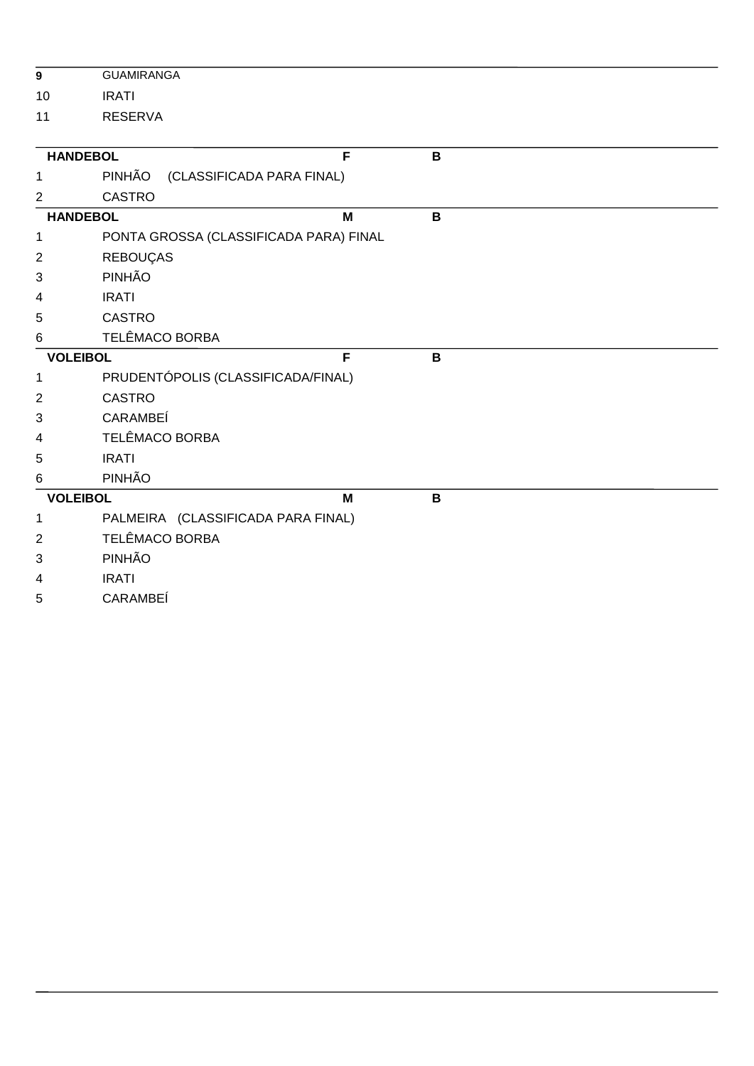| | | | |
|---|---|---|---|
| **9** | GUAMIRANGA | | |
| 10 | IRATI | | |
| 11 | RESERVA | | |

| **HANDEBOL** | | **F** | **B** |
|---|---|---|---|
| 1 | PINHÃO (CLASSIFICADA PARA FINAL) | | |
| 2 | CASTRO | | |

| **HANDEBOL** | | **M** | **B** |
|---|---|---|---|
| 1 | PONTA GROSSA (CLASSIFICADA PARA) FINAL | | |
| 2 | REBOUÇAS | | |
| 3 | PINHÃO | | |
| 4 | IRATI | | |
| 5 | CASTRO | | |
| 6 | TELÊMACO BORBA | | |

| **VOLEIBOL** | | **F** | **B** |
|---|---|---|---|
| 1 | PRUDENTÓPOLIS (CLASSIFICADA/FINAL) | | |
| 2 | CASTRO | | |
| 3 | CARAMBEÍ | | |
| 4 | TELÊMACO BORBA | | |
| 5 | IRATI | | |
| 6 | PINHÃO | | |

| **VOLEIBOL** | | **M** | **B** |
|---|---|---|---|
| 1 | PALMEIRA (CLASSIFICADA PARA FINAL) | | |
| 2 | TELÊMACO BORBA | | |
| 3 | PINHÃO | | |
| 4 | IRATI | | |
| 5 | CARAMBEÍ | | |